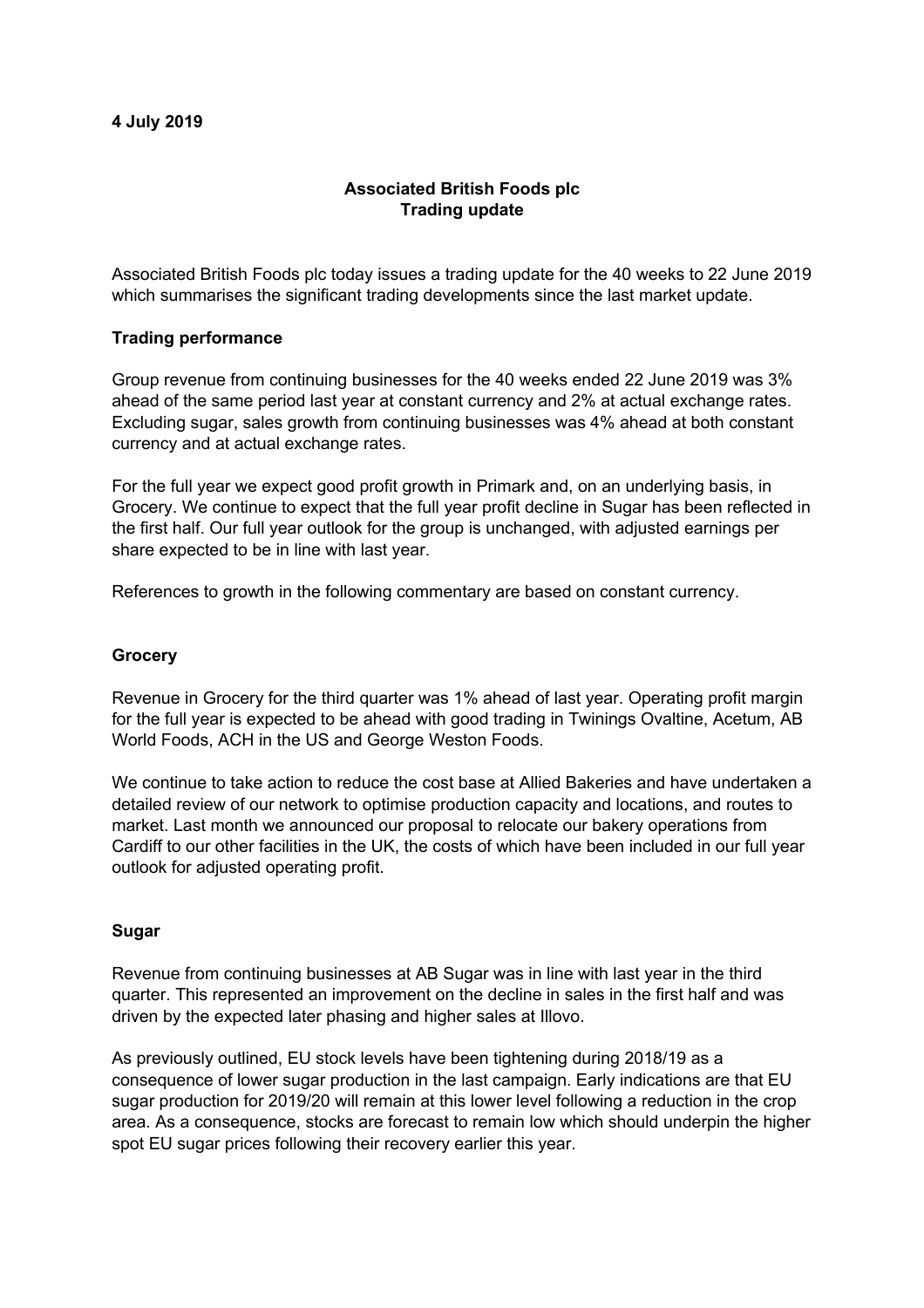**4 July 2019**

# Associated British Foods plc
## Trading update

Associated British Foods plc today issues a trading update for the 40 weeks to 22 June 2019 which summarises the significant trading developments since the last market update.

### Trading performance

Group revenue from continuing businesses for the 40 weeks ended 22 June 2019 was 3% ahead of the same period last year at constant currency and 2% at actual exchange rates. Excluding sugar, sales growth from continuing businesses was 4% ahead at both constant currency and at actual exchange rates.

For the full year we expect good profit growth in Primark and, on an underlying basis, in Grocery. We continue to expect that the full year profit decline in Sugar has been reflected in the first half. Our full year outlook for the group is unchanged, with adjusted earnings per share expected to be in line with last year.

References to growth in the following commentary are based on constant currency.

### Grocery

Revenue in Grocery for the third quarter was 1% ahead of last year. Operating profit margin for the full year is expected to be ahead with good trading in Twinings Ovaltine, Acetum, AB World Foods, ACH in the US and George Weston Foods.

We continue to take action to reduce the cost base at Allied Bakeries and have undertaken a detailed review of our network to optimise production capacity and locations, and routes to market. Last month we announced our proposal to relocate our bakery operations from Cardiff to our other facilities in the UK, the costs of which have been included in our full year outlook for adjusted operating profit.

### Sugar

Revenue from continuing businesses at AB Sugar was in line with last year in the third quarter. This represented an improvement on the decline in sales in the first half and was driven by the expected later phasing and higher sales at Illovo.

As previously outlined, EU stock levels have been tightening during 2018/19 as a consequence of lower sugar production in the last campaign. Early indications are that EU sugar production for 2019/20 will remain at this lower level following a reduction in the crop area. As a consequence, stocks are forecast to remain low which should underpin the higher spot EU sugar prices following their recovery earlier this year.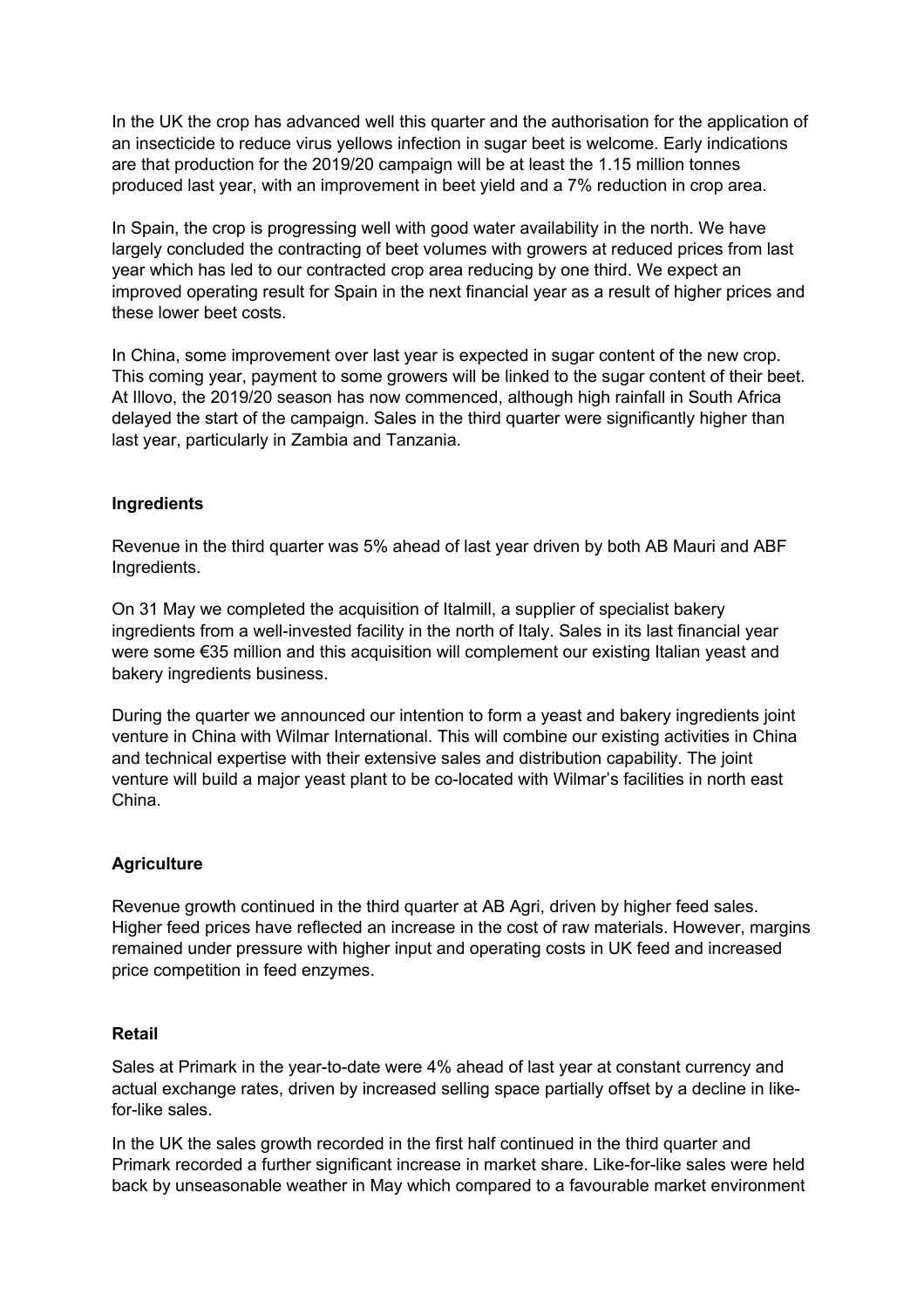In the UK the crop has advanced well this quarter and the authorisation for the application of an insecticide to reduce virus yellows infection in sugar beet is welcome. Early indications are that production for the 2019/20 campaign will be at least the 1.15 million tonnes produced last year, with an improvement in beet yield and a 7% reduction in crop area.

In Spain, the crop is progressing well with good water availability in the north. We have largely concluded the contracting of beet volumes with growers at reduced prices from last year which has led to our contracted crop area reducing by one third. We expect an improved operating result for Spain in the next financial year as a result of higher prices and these lower beet costs.

In China, some improvement over last year is expected in sugar content of the new crop. This coming year, payment to some growers will be linked to the sugar content of their beet. At Illovo, the 2019/20 season has now commenced, although high rainfall in South Africa delayed the start of the campaign. Sales in the third quarter were significantly higher than last year, particularly in Zambia and Tanzania.

**Ingredients**

Revenue in the third quarter was 5% ahead of last year driven by both AB Mauri and ABF Ingredients.

On 31 May we completed the acquisition of Italmill, a supplier of specialist bakery ingredients from a well-invested facility in the north of Italy. Sales in its last financial year were some €35 million and this acquisition will complement our existing Italian yeast and bakery ingredients business.

During the quarter we announced our intention to form a yeast and bakery ingredients joint venture in China with Wilmar International. This will combine our existing activities in China and technical expertise with their extensive sales and distribution capability. The joint venture will build a major yeast plant to be co-located with Wilmar's facilities in north east China.

**Agriculture**

Revenue growth continued in the third quarter at AB Agri, driven by higher feed sales. Higher feed prices have reflected an increase in the cost of raw materials. However, margins remained under pressure with higher input and operating costs in UK feed and increased price competition in feed enzymes.

**Retail**

Sales at Primark in the year-to-date were 4% ahead of last year at constant currency and actual exchange rates, driven by increased selling space partially offset by a decline in like-for-like sales.

In the UK the sales growth recorded in the first half continued in the third quarter and Primark recorded a further significant increase in market share. Like-for-like sales were held back by unseasonable weather in May which compared to a favourable market environment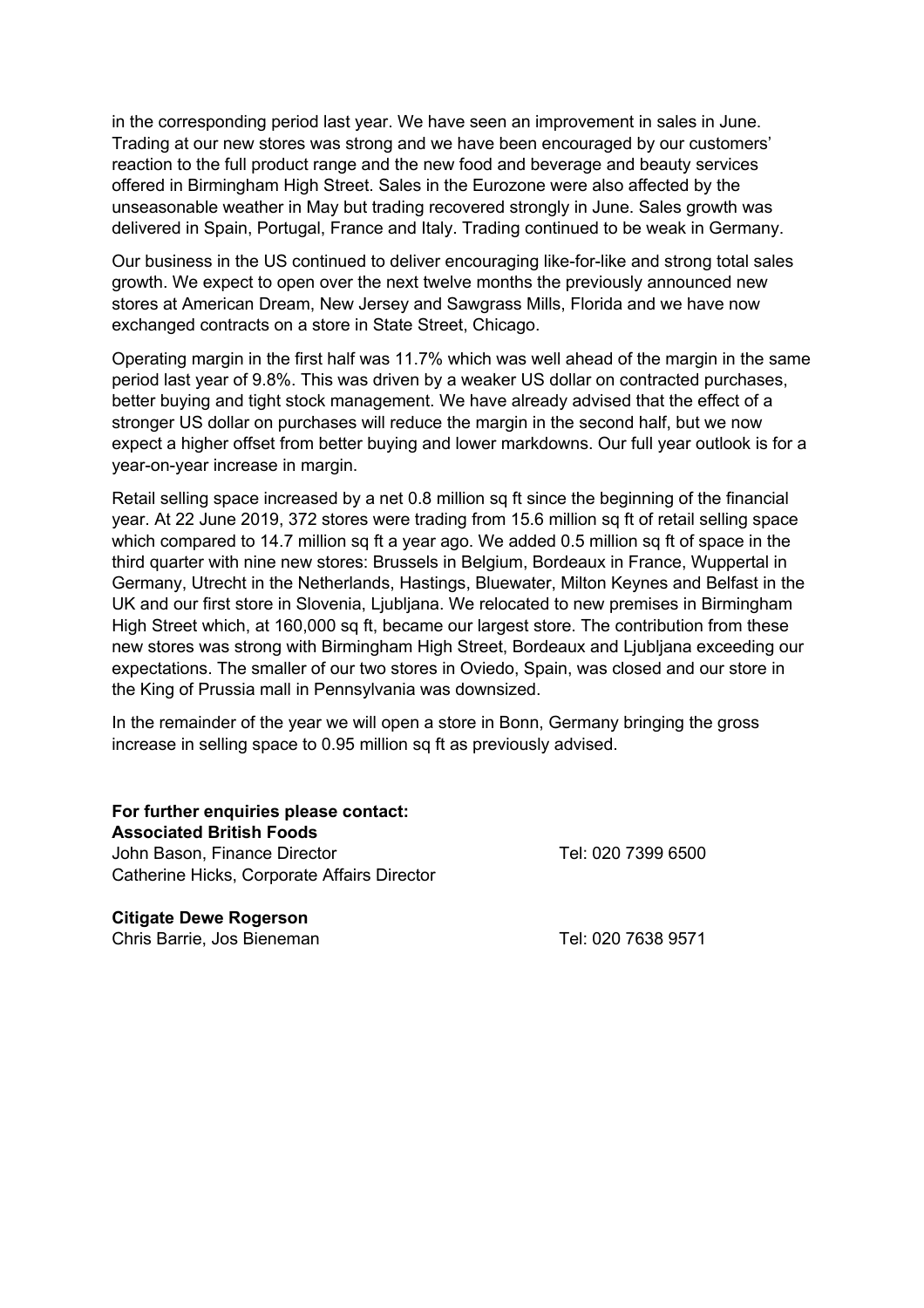in the corresponding period last year. We have seen an improvement in sales in June. Trading at our new stores was strong and we have been encouraged by our customers' reaction to the full product range and the new food and beverage and beauty services offered in Birmingham High Street. Sales in the Eurozone were also affected by the unseasonable weather in May but trading recovered strongly in June. Sales growth was delivered in Spain, Portugal, France and Italy. Trading continued to be weak in Germany.

Our business in the US continued to deliver encouraging like-for-like and strong total sales growth. We expect to open over the next twelve months the previously announced new stores at American Dream, New Jersey and Sawgrass Mills, Florida and we have now exchanged contracts on a store in State Street, Chicago.

Operating margin in the first half was 11.7% which was well ahead of the margin in the same period last year of 9.8%. This was driven by a weaker US dollar on contracted purchases, better buying and tight stock management. We have already advised that the effect of a stronger US dollar on purchases will reduce the margin in the second half, but we now expect a higher offset from better buying and lower markdowns. Our full year outlook is for a year-on-year increase in margin.

Retail selling space increased by a net 0.8 million sq ft since the beginning of the financial year. At 22 June 2019, 372 stores were trading from 15.6 million sq ft of retail selling space which compared to 14.7 million sq ft a year ago. We added 0.5 million sq ft of space in the third quarter with nine new stores: Brussels in Belgium, Bordeaux in France, Wuppertal in Germany, Utrecht in the Netherlands, Hastings, Bluewater, Milton Keynes and Belfast in the UK and our first store in Slovenia, Ljubljana. We relocated to new premises in Birmingham High Street which, at 160,000 sq ft, became our largest store. The contribution from these new stores was strong with Birmingham High Street, Bordeaux and Ljubljana exceeding our expectations. The smaller of our two stores in Oviedo, Spain, was closed and our store in the King of Prussia mall in Pennsylvania was downsized.

In the remainder of the year we will open a store in Bonn, Germany bringing the gross increase in selling space to 0.95 million sq ft as previously advised.

**For further enquiries please contact:**
**Associated British Foods**
John Bason, Finance Director — Tel: 020 7399 6500
Catherine Hicks, Corporate Affairs Director

**Citigate Dewe Rogerson**
Chris Barrie, Jos Bieneman — Tel: 020 7638 9571